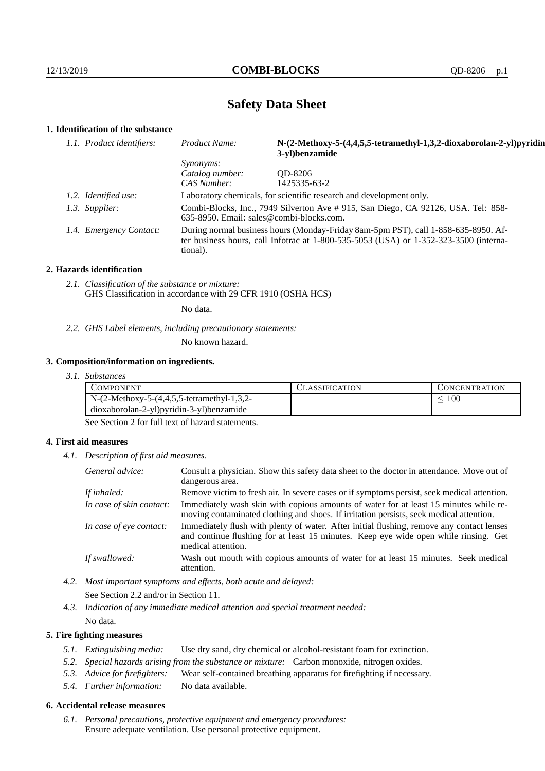# Safety Data Sheet

## 1. Identification of the substance

*1.1. Product identifiers:*

*Product Name:* **N-(2-Methoxy-5-(4,4,5,5-tetramethyl-1,3,2-dioxaborolan-2-yl)pyridin-3-yl)benzamide**

*Synonyms:*

*Catalog number:* QD-8206

*CAS Number:* 1425335-63-2

*1.2. Identified use:* Laboratory chemicals, for scientific research and development only.

*1.3. Supplier:* Combi-Blocks, Inc., 7949 Silverton Ave # 915, San Diego, CA 92126, USA. Tel: 858-635-8950. Email: sales@combi-blocks.com.

*1.4. Emergency Contact:* During normal business hours (Monday-Friday 8am-5pm PST), call 1-858-635-8950. After business hours, call Infotrac at 1-800-535-5053 (USA) or 1-352-323-3500 (international).

## 2. Hazards identification

*2.1. Classification of the substance or mixture:*
GHS Classification in accordance with 29 CFR 1910 (OSHA HCS)

No data.

*2.2. GHS Label elements, including precautionary statements:*

No known hazard.

## 3. Composition/information on ingredients.

*3.1. Substances*

| Component | Classification | Concentration |
|---|---|---|
| N-(2-Methoxy-5-(4,4,5,5-tetramethyl-1,3,2-dioxaborolan-2-yl)pyridin-3-yl)benzamide | | $\leq 100$ |

See Section 2 for full text of hazard statements.

## 4. First aid measures

*4.1. Description of first aid measures.*

*General advice:* Consult a physician. Show this safety data sheet to the doctor in attendance. Move out of dangerous area.

*If inhaled:* Remove victim to fresh air. In severe cases or if symptoms persist, seek medical attention.

*In case of skin contact:* Immediately wash skin with copious amounts of water for at least 15 minutes while removing contaminated clothing and shoes. If irritation persists, seek medical attention.

*In case of eye contact:* Immediately flush with plenty of water. After initial flushing, remove any contact lenses and continue flushing for at least 15 minutes. Keep eye wide open while rinsing. Get medical attention.

*If swallowed:* Wash out mouth with copious amounts of water for at least 15 minutes. Seek medical attention.

*4.2. Most important symptoms and effects, both acute and delayed:*

See Section 2.2 and/or in Section 11.

*4.3. Indication of any immediate medical attention and special treatment needed:*

No data.

## 5. Fire fighting measures

*5.1. Extinguishing media:* Use dry sand, dry chemical or alcohol-resistant foam for extinction.

*5.2. Special hazards arising from the substance or mixture:* Carbon monoxide, nitrogen oxides.

*5.3. Advice for firefighters:* Wear self-contained breathing apparatus for firefighting if necessary.

*5.4. Further information:* No data available.

## 6. Accidental release measures

*6.1. Personal precautions, protective equipment and emergency procedures:*
Ensure adequate ventilation. Use personal protective equipment.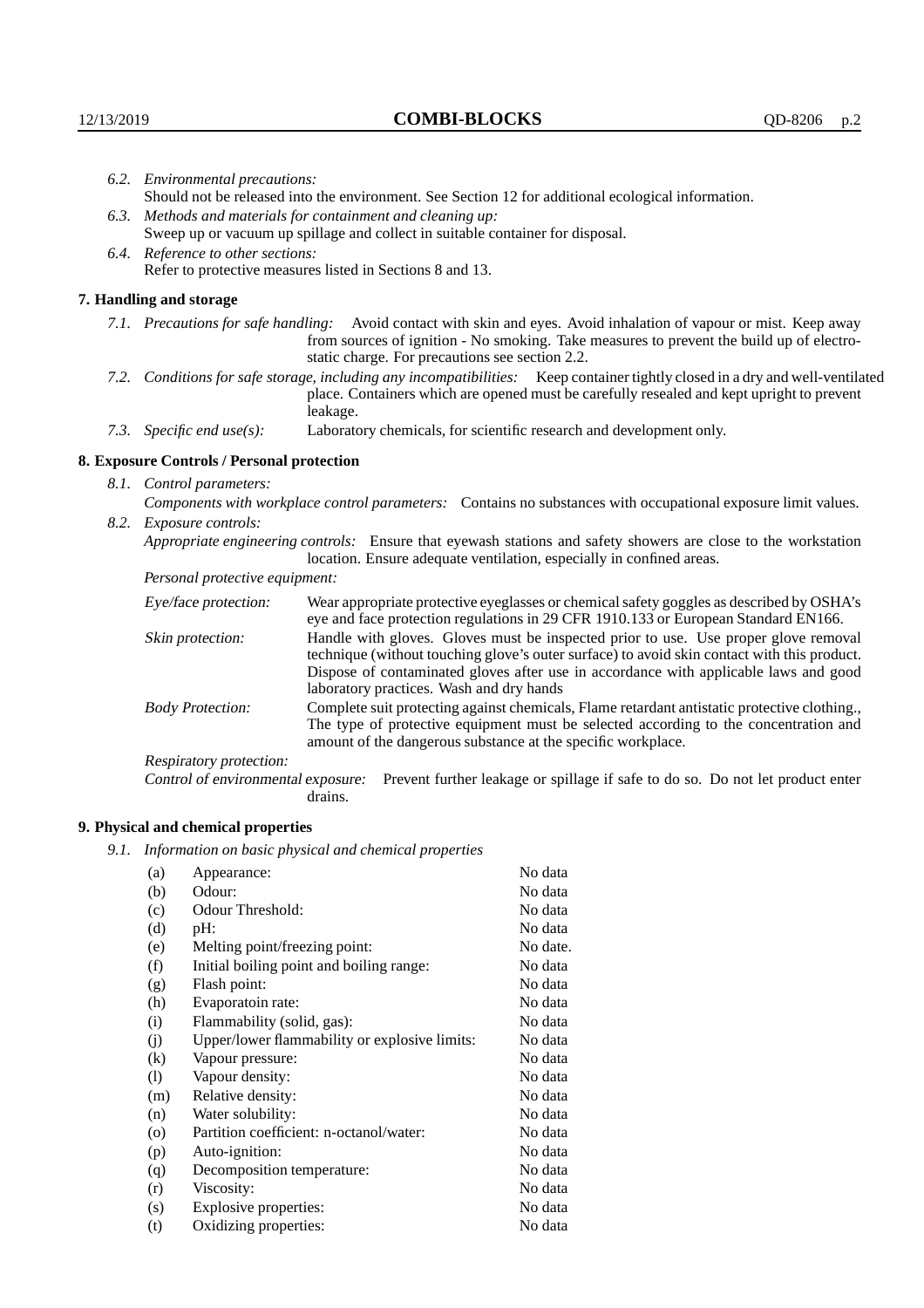*6.2. Environmental precautions:*
Should not be released into the environment. See Section 12 for additional ecological information.

*6.3. Methods and materials for containment and cleaning up:*
Sweep up or vacuum up spillage and collect in suitable container for disposal.

*6.4. Reference to other sections:*
Refer to protective measures listed in Sections 8 and 13.

## 7. Handling and storage

*7.1. Precautions for safe handling:* Avoid contact with skin and eyes. Avoid inhalation of vapour or mist. Keep away from sources of ignition - No smoking. Take measures to prevent the build up of electrostatic charge. For precautions see section 2.2.

*7.2. Conditions for safe storage, including any incompatibilities:* Keep container tightly closed in a dry and well-ventilated place. Containers which are opened must be carefully resealed and kept upright to prevent leakage.

*7.3. Specific end use(s):* Laboratory chemicals, for scientific research and development only.

## 8. Exposure Controls / Personal protection

*8.1. Control parameters:*

*Components with workplace control parameters:* Contains no substances with occupational exposure limit values.

*8.2. Exposure controls:*

*Appropriate engineering controls:* Ensure that eyewash stations and safety showers are close to the workstation location. Ensure adequate ventilation, especially in confined areas.

*Personal protective equipment:*

*Eye/face protection:* Wear appropriate protective eyeglasses or chemical safety goggles as described by OSHA's eye and face protection regulations in 29 CFR 1910.133 or European Standard EN166.

*Skin protection:* Handle with gloves. Gloves must be inspected prior to use. Use proper glove removal technique (without touching glove's outer surface) to avoid skin contact with this product. Dispose of contaminated gloves after use in accordance with applicable laws and good laboratory practices. Wash and dry hands

*Body Protection:* Complete suit protecting against chemicals, Flame retardant antistatic protective clothing., The type of protective equipment must be selected according to the concentration and amount of the dangerous substance at the specific workplace.

*Respiratory protection:*

*Control of environmental exposure:* Prevent further leakage or spillage if safe to do so. Do not let product enter drains.

## 9. Physical and chemical properties

*9.1. Information on basic physical and chemical properties*

| | | |
|---|---|---|
| (a) | Appearance: | No data |
| (b) | Odour: | No data |
| (c) | Odour Threshold: | No data |
| (d) | pH: | No data |
| (e) | Melting point/freezing point: | No date. |
| (f) | Initial boiling point and boiling range: | No data |
| (g) | Flash point: | No data |
| (h) | Evaporatoin rate: | No data |
| (i) | Flammability (solid, gas): | No data |
| (j) | Upper/lower flammability or explosive limits: | No data |
| (k) | Vapour pressure: | No data |
| (l) | Vapour density: | No data |
| (m) | Relative density: | No data |
| (n) | Water solubility: | No data |
| (o) | Partition coefficient: n-octanol/water: | No data |
| (p) | Auto-ignition: | No data |
| (q) | Decomposition temperature: | No data |
| (r) | Viscosity: | No data |
| (s) | Explosive properties: | No data |
| (t) | Oxidizing properties: | No data |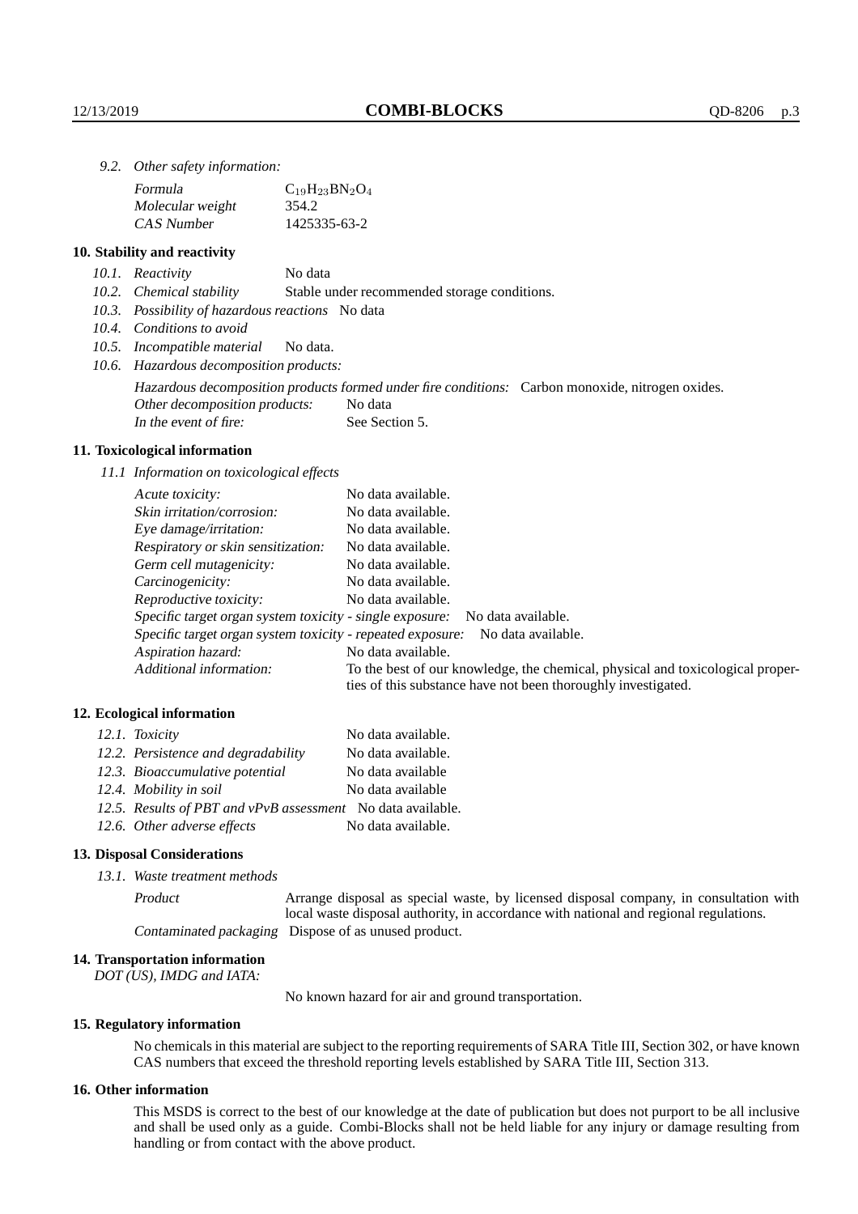*9.2. Other safety information:*

| | |
|---|---|
| *Formula* | $C_{19}H_{23}BN_2O_4$ |
| *Molecular weight* | 354.2 |
| *CAS Number* | 1425335-63-2 |

## 10. Stability and reactivity

*10.1. Reactivity* No data

*10.2. Chemical stability* Stable under recommended storage conditions.

*10.3. Possibility of hazardous reactions* No data

*10.4. Conditions to avoid*

*10.5. Incompatible material* No data.

*10.6. Hazardous decomposition products:*

*Hazardous decomposition products formed under fire conditions:* Carbon monoxide, nitrogen oxides.

*Other decomposition products:* No data

*In the event of fire:* See Section 5.

## 11. Toxicological information

*11.1 Information on toxicological effects*

| | |
|---|---|
| *Acute toxicity:* | No data available. |
| *Skin irritation/corrosion:* | No data available. |
| *Eye damage/irritation:* | No data available. |
| *Respiratory or skin sensitization:* | No data available. |
| *Germ cell mutagenicity:* | No data available. |
| *Carcinogenicity:* | No data available. |
| *Reproductive toxicity:* | No data available. |
| *Specific target organ system toxicity - single exposure:* | No data available. |
| *Specific target organ system toxicity - repeated exposure:* | No data available. |
| *Aspiration hazard:* | No data available. |
| *Additional information:* | To the best of our knowledge, the chemical, physical and toxicological properties of this substance have not been thoroughly investigated. |

## 12. Ecological information

| | |
|---|---|
| *12.1. Toxicity* | No data available. |
| *12.2. Persistence and degradability* | No data available. |
| *12.3. Bioaccumulative potential* | No data available |
| *12.4. Mobility in soil* | No data available |
| *12.5. Results of PBT and vPvB assessment* | No data available. |
| *12.6. Other adverse effects* | No data available. |

## 13. Disposal Considerations

*13.1. Waste treatment methods*

*Product* Arrange disposal as special waste, by licensed disposal company, in consultation with local waste disposal authority, in accordance with national and regional regulations.

*Contaminated packaging* Dispose of as unused product.

## 14. Transportation information

*DOT (US), IMDG and IATA:*

No known hazard for air and ground transportation.

## 15. Regulatory information

No chemicals in this material are subject to the reporting requirements of SARA Title III, Section 302, or have known CAS numbers that exceed the threshold reporting levels established by SARA Title III, Section 313.

## 16. Other information

This MSDS is correct to the best of our knowledge at the date of publication but does not purport to be all inclusive and shall be used only as a guide. Combi-Blocks shall not be held liable for any injury or damage resulting from handling or from contact with the above product.